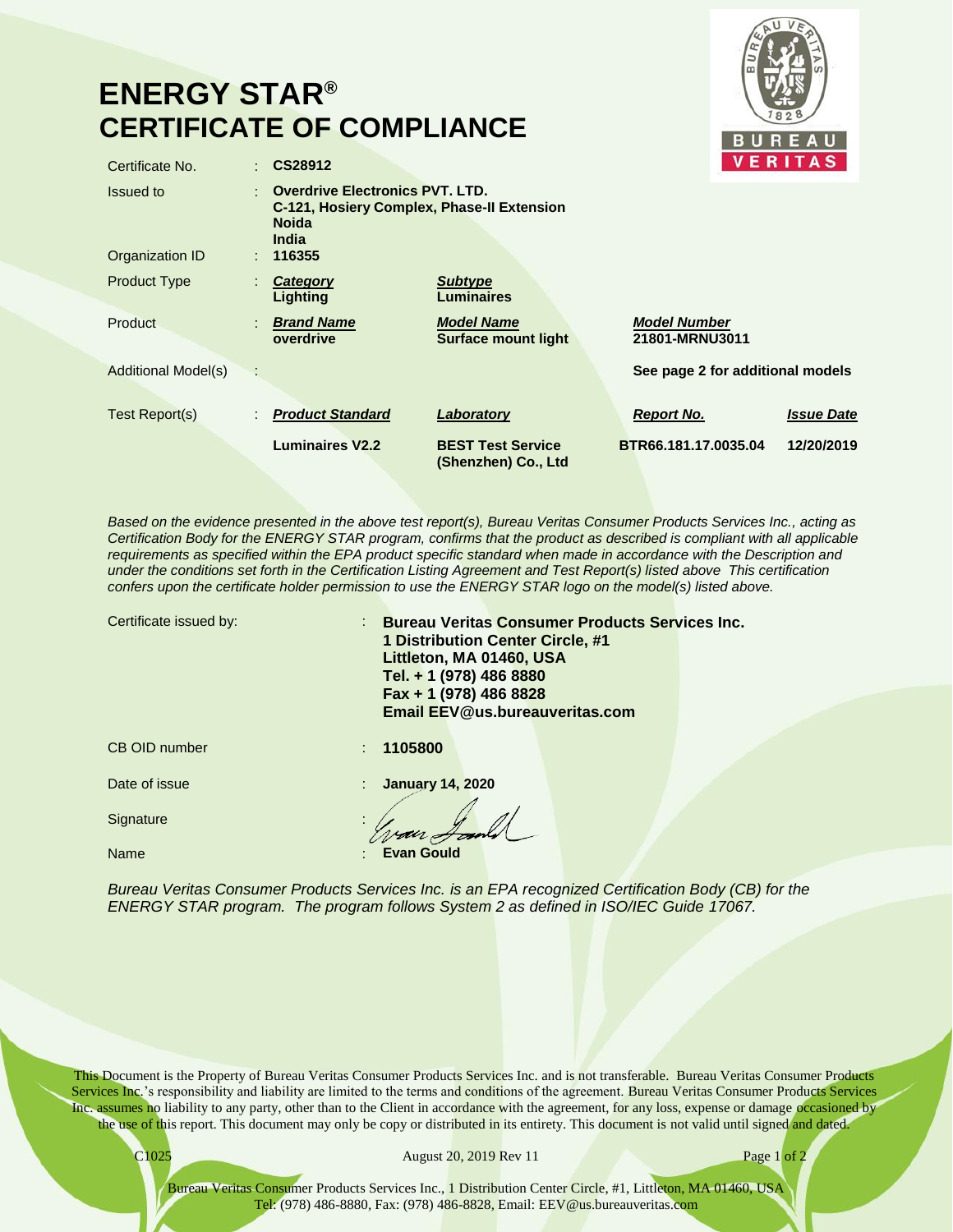# ENERGY STAR®
# CERTIFICATE OF COMPLIANCE

| | | | | |
|---|---|---|---|---|
| Certificate No. | **CS28912** | | | |
| Issued to | **Overdrive Electronics PVT. LTD.**<br>**C-121, Hosiery Complex, Phase-II Extension**<br>**Noida**<br>**India** | | | |
| Organization ID | **116355** | | | |
| Product Type | ***Category***<br>**Lighting** | ***Subtype***<br>**Luminaires** | | |
| Product | ***Brand Name***<br>**overdrive** | ***Model Name***<br>**Surface mount light** | ***Model Number***<br>**21801-MRNU3011** | |
| Additional Model(s) | | | **See page 2 for additional models** | |
| Test Report(s) | ***Product Standard*** | ***Laboratory*** | ***Report No.*** | ***Issue Date*** |
| | **Luminaires V2.2** | **BEST Test Service (Shenzhen) Co., Ltd** | **BTR66.181.17.0035.04** | **12/20/2019** |

*Based on the evidence presented in the above test report(s), Bureau Veritas Consumer Products Services Inc., acting as Certification Body for the ENERGY STAR program, confirms that the product as described is compliant with all applicable requirements as specified within the EPA product specific standard when made in accordance with the Description and under the conditions set forth in the Certification Listing Agreement and Test Report(s) listed above This certification confers upon the certificate holder permission to use the ENERGY STAR logo on the model(s) listed above.*

| | |
|---|---|
| Certificate issued by: | **Bureau Veritas Consumer Products Services Inc.**<br>**1 Distribution Center Circle, #1**<br>**Littleton, MA 01460, USA**<br>**Tel. + 1 (978) 486 8880**<br>**Fax + 1 (978) 486 8828**<br>**Email EEV@us.bureauveritas.com** |
| CB OID number | **1105800** |
| Date of issue | **January 14, 2020** |
| Signature | |
| Name | **Evan Gould** |

*Bureau Veritas Consumer Products Services Inc. is an EPA recognized Certification Body (CB) for the ENERGY STAR program. The program follows System 2 as defined in ISO/IEC Guide 17067.*

This Document is the Property of Bureau Veritas Consumer Products Services Inc. and is not transferable. Bureau Veritas Consumer Products Services Inc.'s responsibility and liability are limited to the terms and conditions of the agreement. Bureau Veritas Consumer Products Services Inc. assumes no liability to any party, other than to the Client in accordance with the agreement, for any loss, expense or damage occasioned by the use of this report. This document may only be copy or distributed in its entirety. This document is not valid until signed and dated.

C1025 August 20, 2019 Rev 11

Bureau Veritas Consumer Products Services Inc., 1 Distribution Center Circle, #1, Littleton, MA 01460, USA
Tel: (978) 486-8880, Fax: (978) 486-8828, Email: EEV@us.bureauveritas.com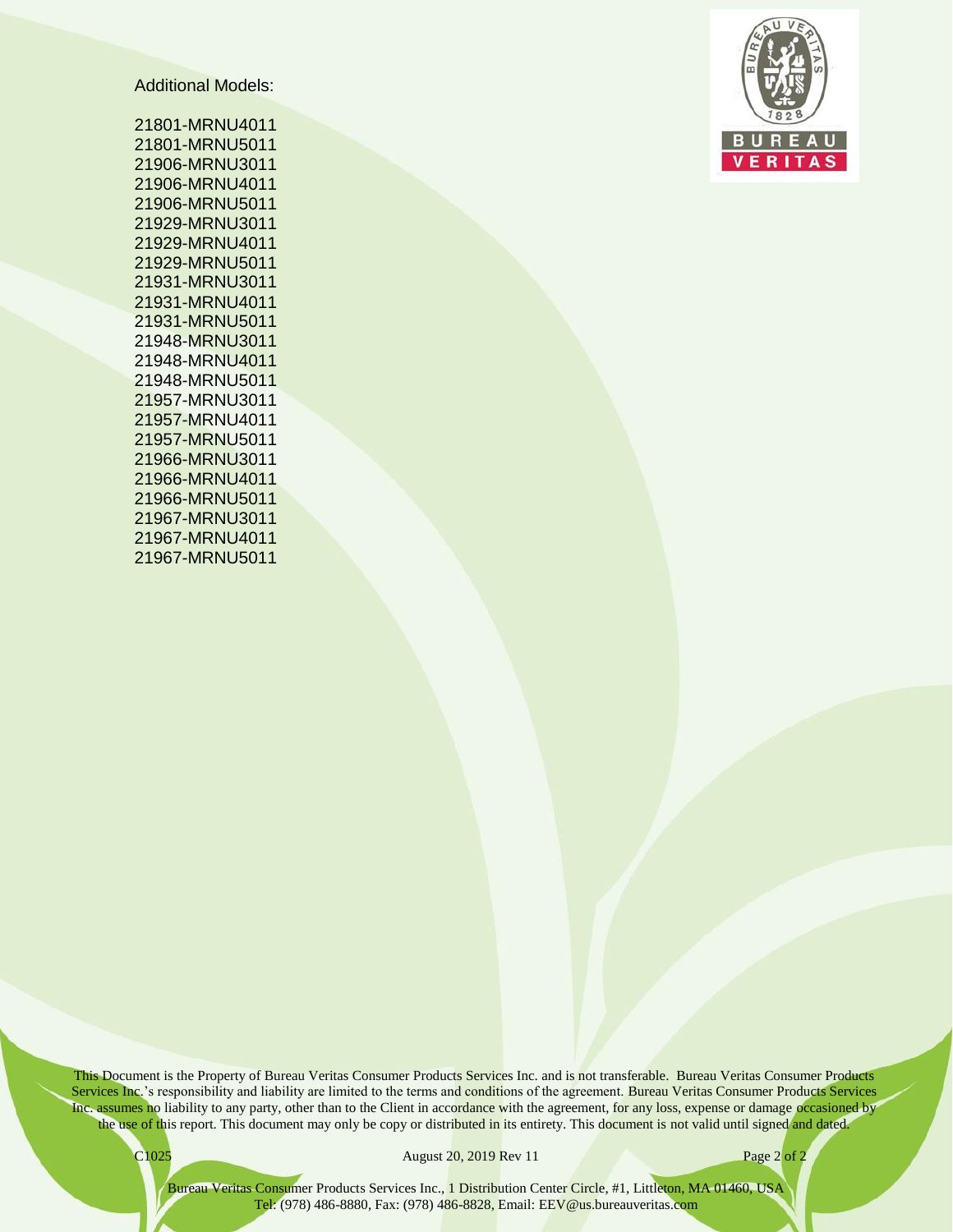Additional Models:

21801-MRNU4011
21801-MRNU5011
21906-MRNU3011
21906-MRNU4011
21906-MRNU5011
21929-MRNU3011
21929-MRNU4011
21929-MRNU5011
21931-MRNU3011
21931-MRNU4011
21931-MRNU5011
21948-MRNU3011
21948-MRNU4011
21948-MRNU5011
21957-MRNU3011
21957-MRNU4011
21957-MRNU5011
21966-MRNU3011
21966-MRNU4011
21966-MRNU5011
21967-MRNU3011
21967-MRNU4011
21967-MRNU5011

This Document is the Property of Bureau Veritas Consumer Products Services Inc. and is not transferable. Bureau Veritas Consumer Products Services Inc.'s responsibility and liability are limited to the terms and conditions of the agreement. Bureau Veritas Consumer Products Services Inc. assumes no liability to any party, other than to the Client in accordance with the agreement, for any loss, expense or damage occasioned by the use of this report. This document may only be copy or distributed in its entirety. This document is not valid until signed and dated.

C1025 August 20, 2019 Rev 11

Bureau Veritas Consumer Products Services Inc., 1 Distribution Center Circle, #1, Littleton, MA 01460, USA
Tel: (978) 486-8880, Fax: (978) 486-8828, Email: EEV@us.bureauveritas.com